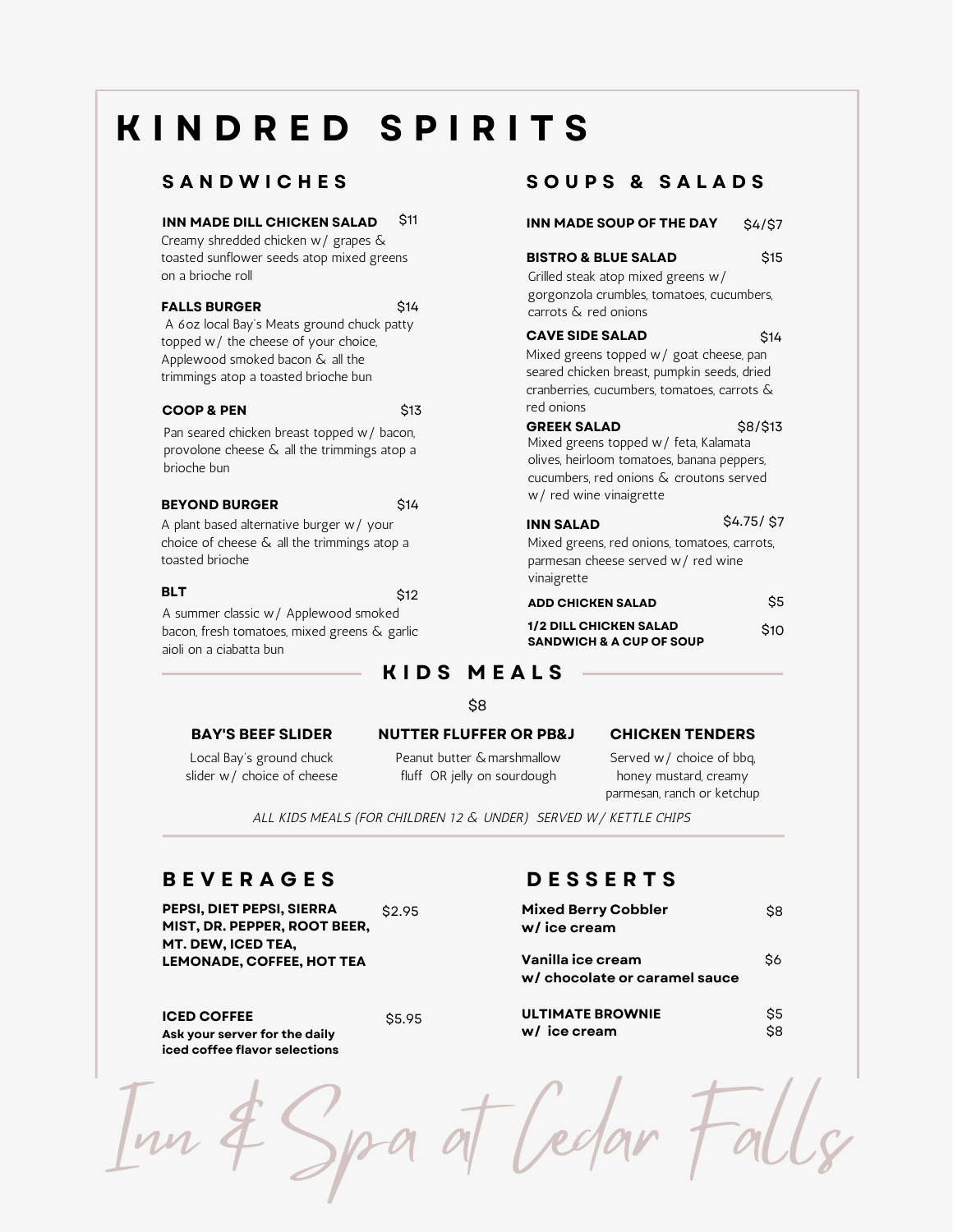# KINDRED SPIRITS

## SANDWICHES

**INN MADE DILL CHICKEN SALAD** $11

Creamy shredded chicken w/ grapes & toasted sunflower seeds atop mixed greens on a brioche roll

**FALLS BURGER** $14

A 6oz local Bay's Meats ground chuck patty topped w/ the cheese of your choice, Applewood smoked bacon & all the trimmings atop a toasted brioche bun

**COOP & PEN** $13

Pan seared chicken breast topped w/ bacon, provolone cheese & all the trimmings atop a brioche bun

**BEYOND BURGER** $14

A plant based alternative burger w/ your choice of cheese & all the trimmings atop a toasted brioche

**BLT** $12

A summer classic w/ Applewood smoked bacon, fresh tomatoes, mixed greens & garlic aioli on a ciabatta bun

## SOUPS & SALADS

**INN MADE SOUP OF THE DAY** $4/$7

**BISTRO & BLUE SALAD** $15

Grilled steak atop mixed greens w/ gorgonzola crumbles, tomatoes, cucumbers, carrots & red onions

**CAVE SIDE SALAD** $14

Mixed greens topped w/ goat cheese, pan seared chicken breast, pumpkin seeds, dried cranberries, cucumbers, tomatoes, carrots & red onions

**GREEK SALAD** $8/$13

Mixed greens topped w/ feta, Kalamata olives, heirloom tomatoes, banana peppers, cucumbers, red onions & croutons served w/ red wine vinaigrette

**INN SALAD** $4.75/ $7

Mixed greens, red onions, tomatoes, carrots, parmesan cheese served w/ red wine vinaigrette

**ADD CHICKEN SALAD** $5

**1/2 DILL CHICKEN SALAD SANDWICH & A CUP OF SOUP** $10

## KIDS MEALS

$8

**BAY'S BEEF SLIDER**

Local Bay's ground chuck slider w/ choice of cheese

**NUTTER FLUFFER OR PB&J**

Peanut butter & marshmallow fluff OR jelly on sourdough

**CHICKEN TENDERS**

Served w/ choice of bbq, honey mustard, creamy parmesan, ranch or ketchup

*ALL KIDS MEALS (FOR CHILDREN 12 & UNDER) SERVED W/ KETTLE CHIPS*

## BEVERAGES

**PEPSI, DIET PEPSI, SIERRA MIST, DR. PEPPER, ROOT BEER, MT. DEW, ICED TEA, LEMONADE, COFFEE, HOT TEA** $2.95

**ICED COFFEE** $5.95

**Ask your server for the daily iced coffee flavor selections**

## DESSERTS

**Mixed Berry Cobbler w/ ice cream** $8

**Vanilla ice cream w/ chocolate or caramel sauce** $6

**ULTIMATE BROWNIE** $5

**w/ ice cream** $8

*Inn & Spa at Cedar Falls*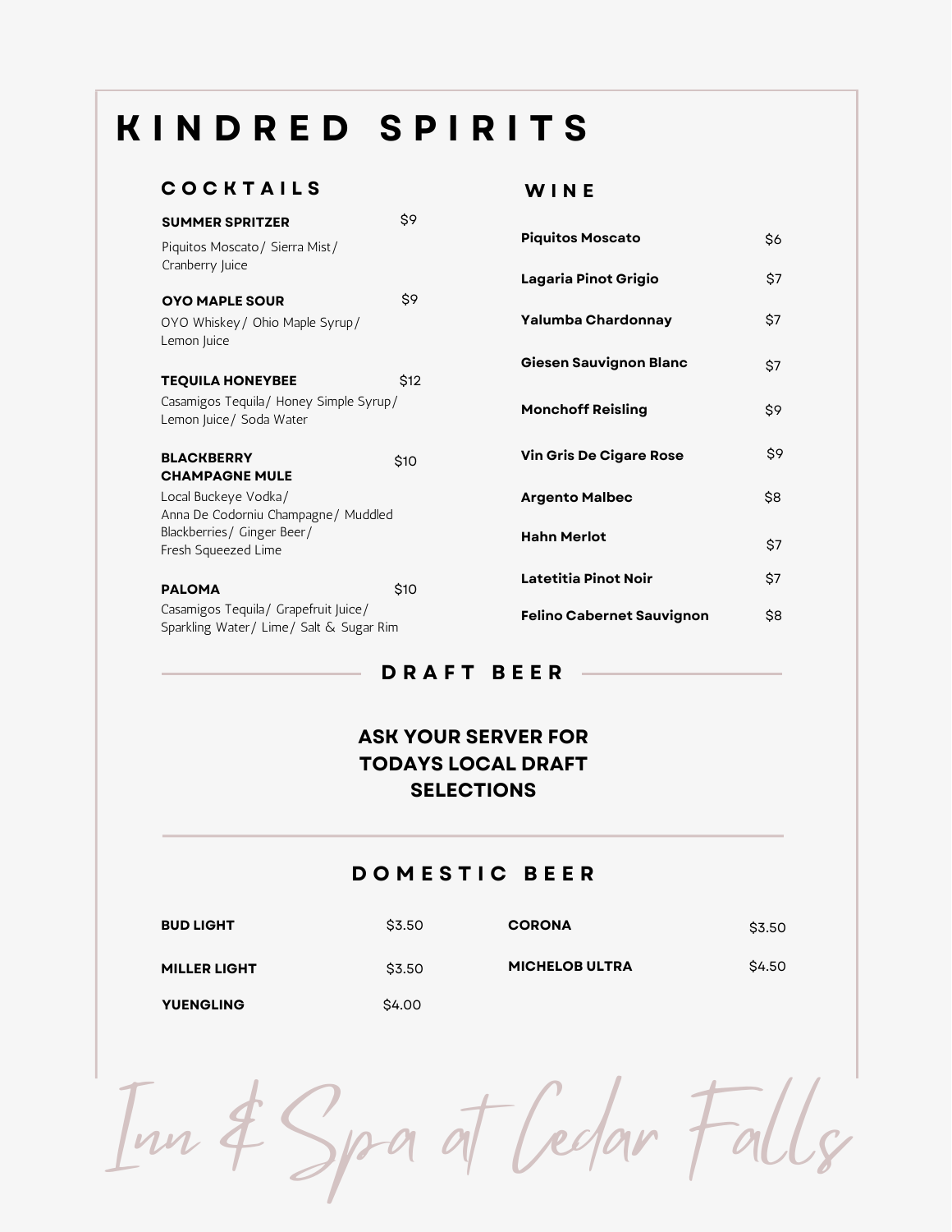# KINDRED SPIRITS

## COCKTAILS

**SUMMER SPRITZER** $9
Piquitos Moscato/ Sierra Mist/ Cranberry Juice

**OYO MAPLE SOUR** $9
OYO Whiskey/ Ohio Maple Syrup/ Lemon Juice

**TEQUILA HONEYBEE** $12
Casamigos Tequila/ Honey Simple Syrup/ Lemon Juice/ Soda Water

**BLACKBERRY CHAMPAGNE MULE** $10
Local Buckeye Vodka/ Anna De Codorniu Champagne/ Muddled Blackberries/ Ginger Beer/ Fresh Squeezed Lime

**PALOMA** $10
Casamigos Tequila/ Grapefruit Juice/ Sparkling Water/ Lime/ Salt & Sugar Rim

## WINE

| | |
|---|---|
| **Piquitos Moscato** | $6 |
| **Lagaria Pinot Grigio** | $7 |
| **Yalumba Chardonnay** | $7 |
| **Giesen Sauvignon Blanc** | $7 |
| **Monchoff Reisling** | $9 |
| **Vin Gris De Cigare Rose** | $9 |
| **Argento Malbec** | $8 |
| **Hahn Merlot** | $7 |
| **Latetitia Pinot Noir** | $7 |
| **Felino Cabernet Sauvignon** | $8 |

## DRAFT BEER

**ASK YOUR SERVER FOR TODAYS LOCAL DRAFT SELECTIONS**

## DOMESTIC BEER

| | |
|---|---|
| **BUD LIGHT** | $3.50 |
| **MILLER LIGHT** | $3.50 |
| **YUENGLING** | $4.00 |
| **CORONA** | $3.50 |
| **MICHELOB ULTRA** | $4.50 |

*Inn & Spa at Cedar Falls*